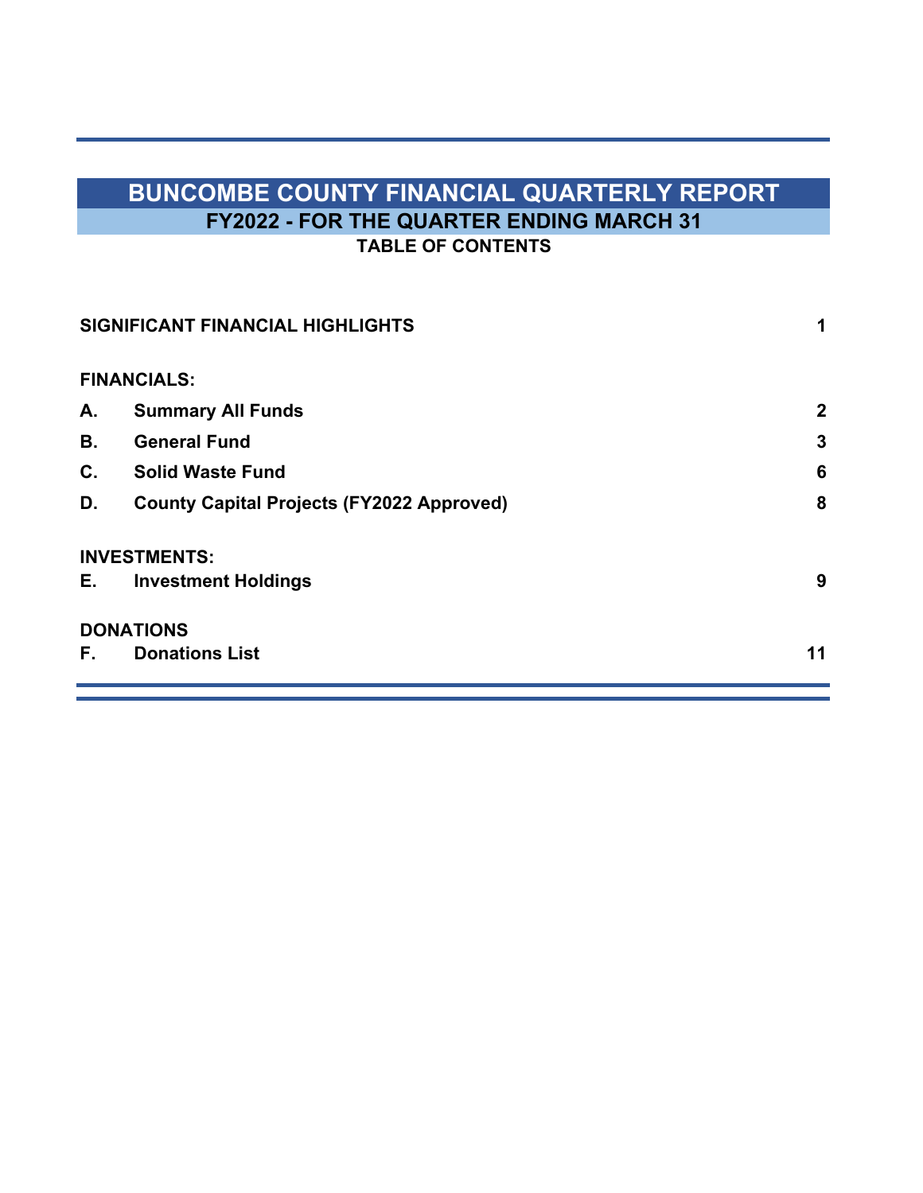# BUNCOMBE COUNTY FINANCIAL QUARTERLY REPORT

## FY2022 - FOR THE QUARTER ENDING MARCH 31

### TABLE OF CONTENTS

| | | |
|---|---|---|
| **SIGNIFICANT FINANCIAL HIGHLIGHTS** | | **1** |
| **FINANCIALS:** | | |
| **A.** | **Summary All Funds** | **2** |
| **B.** | **General Fund** | **3** |
| **C.** | **Solid Waste Fund** | **6** |
| **D.** | **County Capital Projects (FY2022 Approved)** | **8** |
| **INVESTMENTS:** | | |
| **E.** | **Investment Holdings** | **9** |
| **DONATIONS** | | |
| **F.** | **Donations List** | **11** |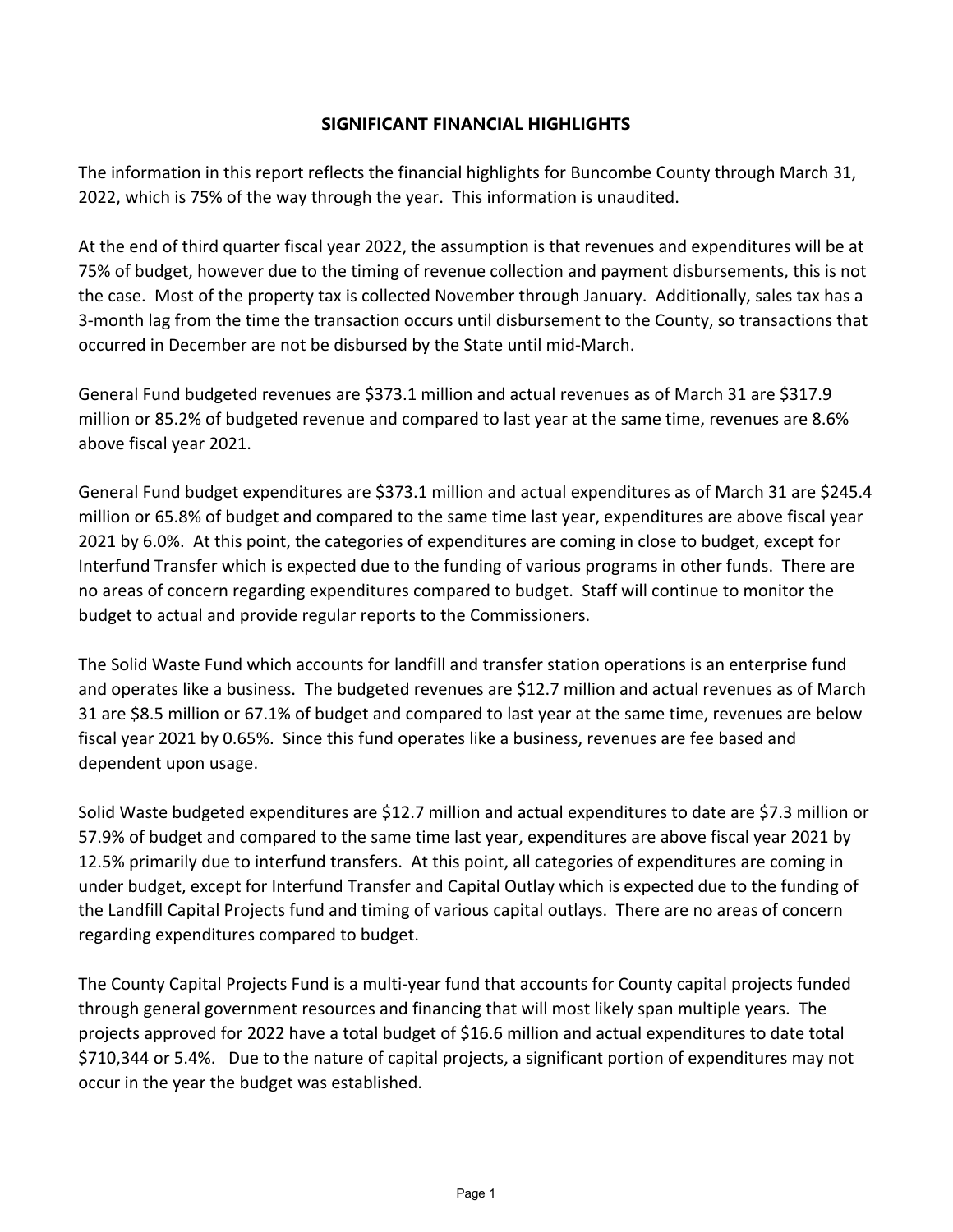# SIGNIFICANT FINANCIAL HIGHLIGHTS

The information in this report reflects the financial highlights for Buncombe County through March 31, 2022, which is 75% of the way through the year. This information is unaudited.

At the end of third quarter fiscal year 2022, the assumption is that revenues and expenditures will be at 75% of budget, however due to the timing of revenue collection and payment disbursements, this is not the case. Most of the property tax is collected November through January. Additionally, sales tax has a 3-month lag from the time the transaction occurs until disbursement to the County, so transactions that occurred in December are not be disbursed by the State until mid-March.

General Fund budgeted revenues are $373.1 million and actual revenues as of March 31 are $317.9 million or 85.2% of budgeted revenue and compared to last year at the same time, revenues are 8.6% above fiscal year 2021.

General Fund budget expenditures are $373.1 million and actual expenditures as of March 31 are $245.4 million or 65.8% of budget and compared to the same time last year, expenditures are above fiscal year 2021 by 6.0%. At this point, the categories of expenditures are coming in close to budget, except for Interfund Transfer which is expected due to the funding of various programs in other funds. There are no areas of concern regarding expenditures compared to budget. Staff will continue to monitor the budget to actual and provide regular reports to the Commissioners.

The Solid Waste Fund which accounts for landfill and transfer station operations is an enterprise fund and operates like a business. The budgeted revenues are $12.7 million and actual revenues as of March 31 are $8.5 million or 67.1% of budget and compared to last year at the same time, revenues are below fiscal year 2021 by 0.65%. Since this fund operates like a business, revenues are fee based and dependent upon usage.

Solid Waste budgeted expenditures are $12.7 million and actual expenditures to date are $7.3 million or 57.9% of budget and compared to the same time last year, expenditures are above fiscal year 2021 by 12.5% primarily due to interfund transfers. At this point, all categories of expenditures are coming in under budget, except for Interfund Transfer and Capital Outlay which is expected due to the funding of the Landfill Capital Projects fund and timing of various capital outlays. There are no areas of concern regarding expenditures compared to budget.

The County Capital Projects Fund is a multi-year fund that accounts for County capital projects funded through general government resources and financing that will most likely span multiple years. The projects approved for 2022 have a total budget of $16.6 million and actual expenditures to date total $710,344 or 5.4%. Due to the nature of capital projects, a significant portion of expenditures may not occur in the year the budget was established.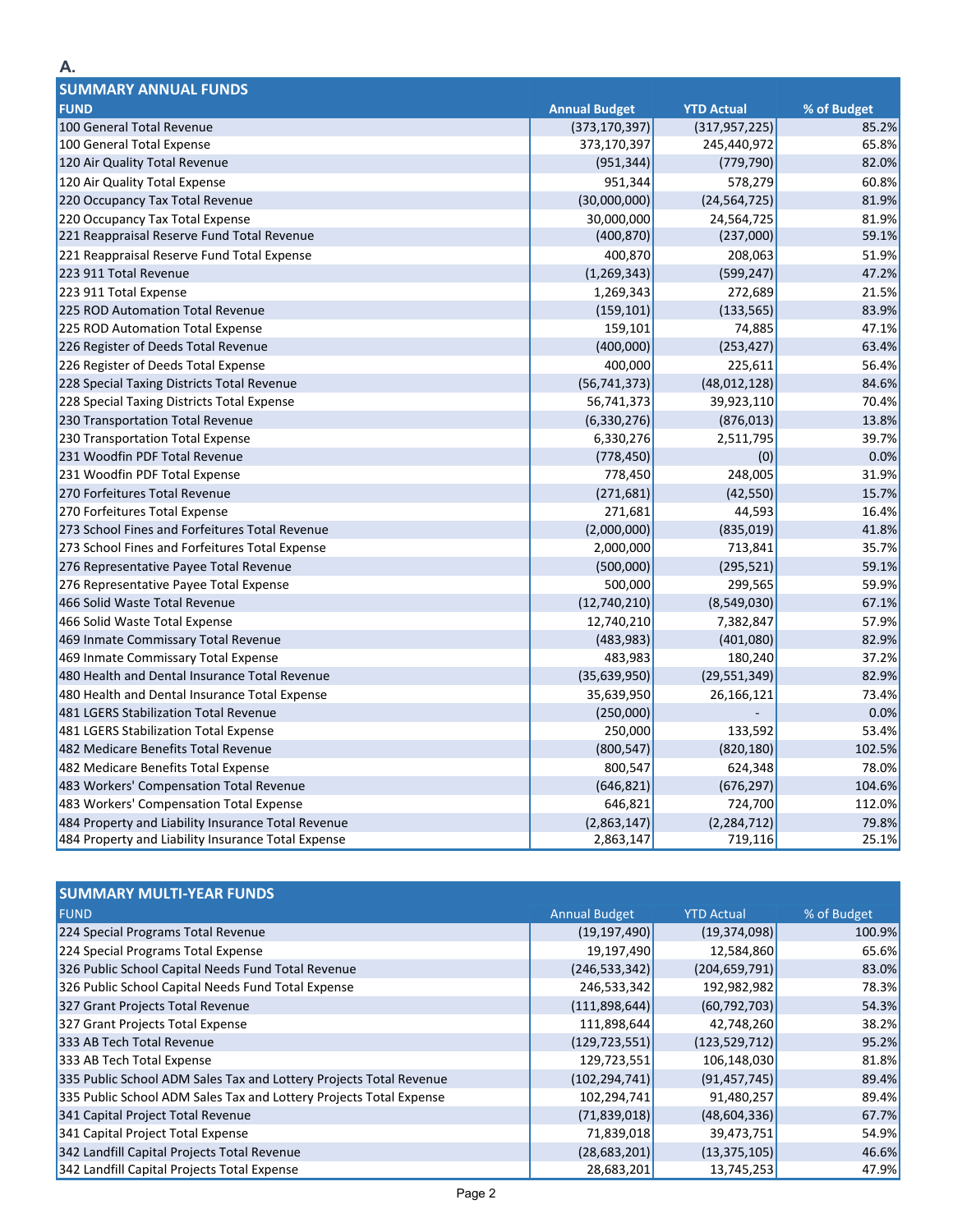A.

## SUMMARY ANNUAL FUNDS

| FUND | Annual Budget | YTD Actual | % of Budget |
|---|---|---|---|
| 100 General Total Revenue | (373,170,397) | (317,957,225) | 85.2% |
| 100 General Total Expense | 373,170,397 | 245,440,972 | 65.8% |
| 120 Air Quality Total Revenue | (951,344) | (779,790) | 82.0% |
| 120 Air Quality Total Expense | 951,344 | 578,279 | 60.8% |
| 220 Occupancy Tax Total Revenue | (30,000,000) | (24,564,725) | 81.9% |
| 220 Occupancy Tax Total Expense | 30,000,000 | 24,564,725 | 81.9% |
| 221 Reappraisal Reserve Fund Total Revenue | (400,870) | (237,000) | 59.1% |
| 221 Reappraisal Reserve Fund Total Expense | 400,870 | 208,063 | 51.9% |
| 223 911 Total Revenue | (1,269,343) | (599,247) | 47.2% |
| 223 911 Total Expense | 1,269,343 | 272,689 | 21.5% |
| 225 ROD Automation Total Revenue | (159,101) | (133,565) | 83.9% |
| 225 ROD Automation Total Expense | 159,101 | 74,885 | 47.1% |
| 226 Register of Deeds Total Revenue | (400,000) | (253,427) | 63.4% |
| 226 Register of Deeds Total Expense | 400,000 | 225,611 | 56.4% |
| 228 Special Taxing Districts Total Revenue | (56,741,373) | (48,012,128) | 84.6% |
| 228 Special Taxing Districts Total Expense | 56,741,373 | 39,923,110 | 70.4% |
| 230 Transportation Total Revenue | (6,330,276) | (876,013) | 13.8% |
| 230 Transportation Total Expense | 6,330,276 | 2,511,795 | 39.7% |
| 231 Woodfin PDF Total Revenue | (778,450) | (0) | 0.0% |
| 231 Woodfin PDF Total Expense | 778,450 | 248,005 | 31.9% |
| 270 Forfeitures Total Revenue | (271,681) | (42,550) | 15.7% |
| 270 Forfeitures Total Expense | 271,681 | 44,593 | 16.4% |
| 273 School Fines and Forfeitures Total Revenue | (2,000,000) | (835,019) | 41.8% |
| 273 School Fines and Forfeitures Total Expense | 2,000,000 | 713,841 | 35.7% |
| 276 Representative Payee Total Revenue | (500,000) | (295,521) | 59.1% |
| 276 Representative Payee Total Expense | 500,000 | 299,565 | 59.9% |
| 466 Solid Waste Total Revenue | (12,740,210) | (8,549,030) | 67.1% |
| 466 Solid Waste Total Expense | 12,740,210 | 7,382,847 | 57.9% |
| 469 Inmate Commissary Total Revenue | (483,983) | (401,080) | 82.9% |
| 469 Inmate Commissary Total Expense | 483,983 | 180,240 | 37.2% |
| 480 Health and Dental Insurance Total Revenue | (35,639,950) | (29,551,349) | 82.9% |
| 480 Health and Dental Insurance Total Expense | 35,639,950 | 26,166,121 | 73.4% |
| 481 LGERS Stabilization Total Revenue | (250,000) | - | 0.0% |
| 481 LGERS Stabilization Total Expense | 250,000 | 133,592 | 53.4% |
| 482 Medicare Benefits Total Revenue | (800,547) | (820,180) | 102.5% |
| 482 Medicare Benefits Total Expense | 800,547 | 624,348 | 78.0% |
| 483 Workers' Compensation Total Revenue | (646,821) | (676,297) | 104.6% |
| 483 Workers' Compensation Total Expense | 646,821 | 724,700 | 112.0% |
| 484 Property and Liability Insurance Total Revenue | (2,863,147) | (2,284,712) | 79.8% |
| 484 Property and Liability Insurance Total Expense | 2,863,147 | 719,116 | 25.1% |

## SUMMARY MULTI-YEAR FUNDS

| FUND | Annual Budget | YTD Actual | % of Budget |
|---|---|---|---|
| 224 Special Programs Total Revenue | (19,197,490) | (19,374,098) | 100.9% |
| 224 Special Programs Total Expense | 19,197,490 | 12,584,860 | 65.6% |
| 326 Public School Capital Needs Fund Total Revenue | (246,533,342) | (204,659,791) | 83.0% |
| 326 Public School Capital Needs Fund Total Expense | 246,533,342 | 192,982,982 | 78.3% |
| 327 Grant Projects Total Revenue | (111,898,644) | (60,792,703) | 54.3% |
| 327 Grant Projects Total Expense | 111,898,644 | 42,748,260 | 38.2% |
| 333 AB Tech Total Revenue | (129,723,551) | (123,529,712) | 95.2% |
| 333 AB Tech Total Expense | 129,723,551 | 106,148,030 | 81.8% |
| 335 Public School ADM Sales Tax and Lottery Projects Total Revenue | (102,294,741) | (91,457,745) | 89.4% |
| 335 Public School ADM Sales Tax and Lottery Projects Total Expense | 102,294,741 | 91,480,257 | 89.4% |
| 341 Capital Project Total Revenue | (71,839,018) | (48,604,336) | 67.7% |
| 341 Capital Project Total Expense | 71,839,018 | 39,473,751 | 54.9% |
| 342 Landfill Capital Projects Total Revenue | (28,683,201) | (13,375,105) | 46.6% |
| 342 Landfill Capital Projects Total Expense | 28,683,201 | 13,745,253 | 47.9% |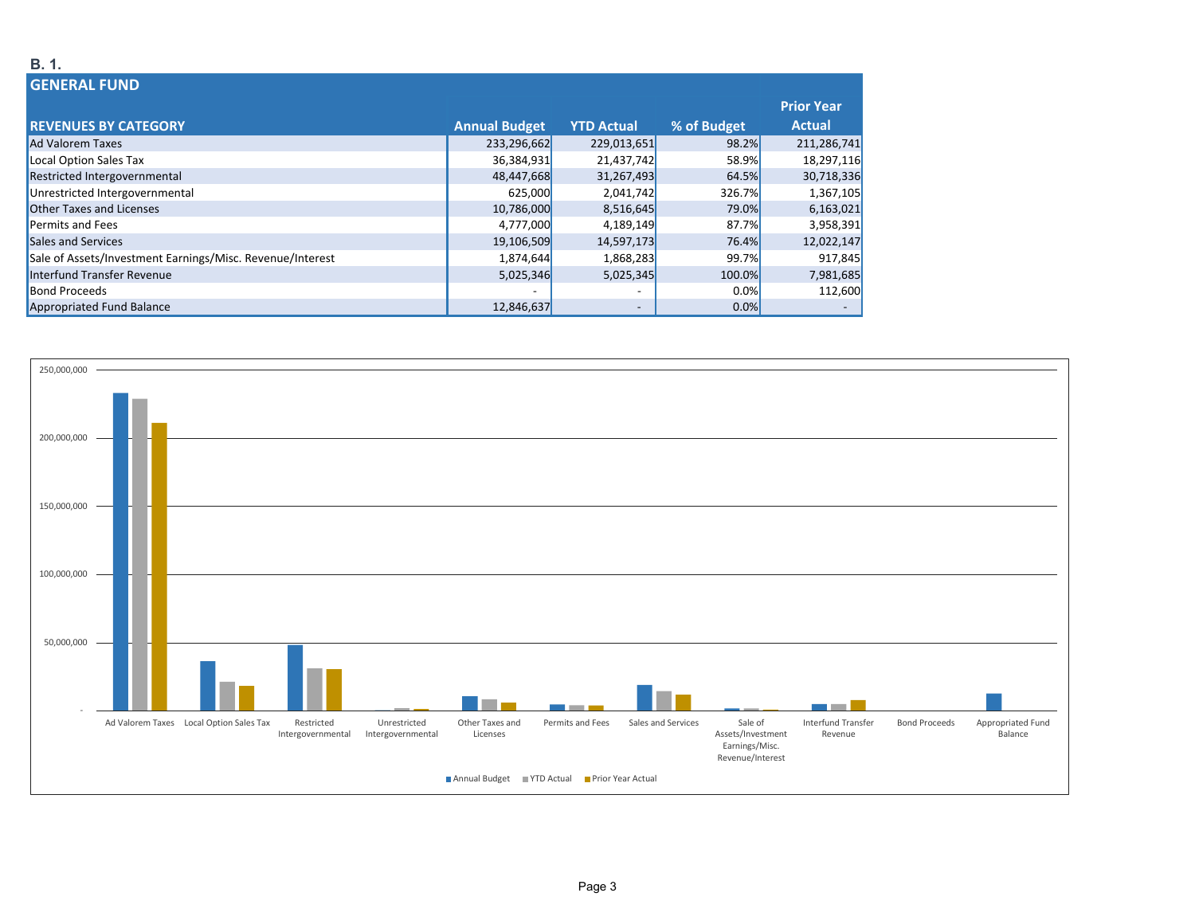**B. 1.**

## GENERAL FUND

| REVENUES BY CATEGORY | Annual Budget | YTD Actual | % of Budget | Prior Year Actual |
|---|---|---|---|---|
| Ad Valorem Taxes | 233,296,662 | 229,013,651 | 98.2% | 211,286,741 |
| Local Option Sales Tax | 36,384,931 | 21,437,742 | 58.9% | 18,297,116 |
| Restricted Intergovernmental | 48,447,668 | 31,267,493 | 64.5% | 30,718,336 |
| Unrestricted Intergovernmental | 625,000 | 2,041,742 | 326.7% | 1,367,105 |
| Other Taxes and Licenses | 10,786,000 | 8,516,645 | 79.0% | 6,163,021 |
| Permits and Fees | 4,777,000 | 4,189,149 | 87.7% | 3,958,391 |
| Sales and Services | 19,106,509 | 14,597,173 | 76.4% | 12,022,147 |
| Sale of Assets/Investment Earnings/Misc. Revenue/Interest | 1,874,644 | 1,868,283 | 99.7% | 917,845 |
| Interfund Transfer Revenue | 5,025,346 | 5,025,345 | 100.0% | 7,981,685 |
| Bond Proceeds | - | - | 0.0% | 112,600 |
| Appropriated Fund Balance | 12,846,637 | - | 0.0% | - |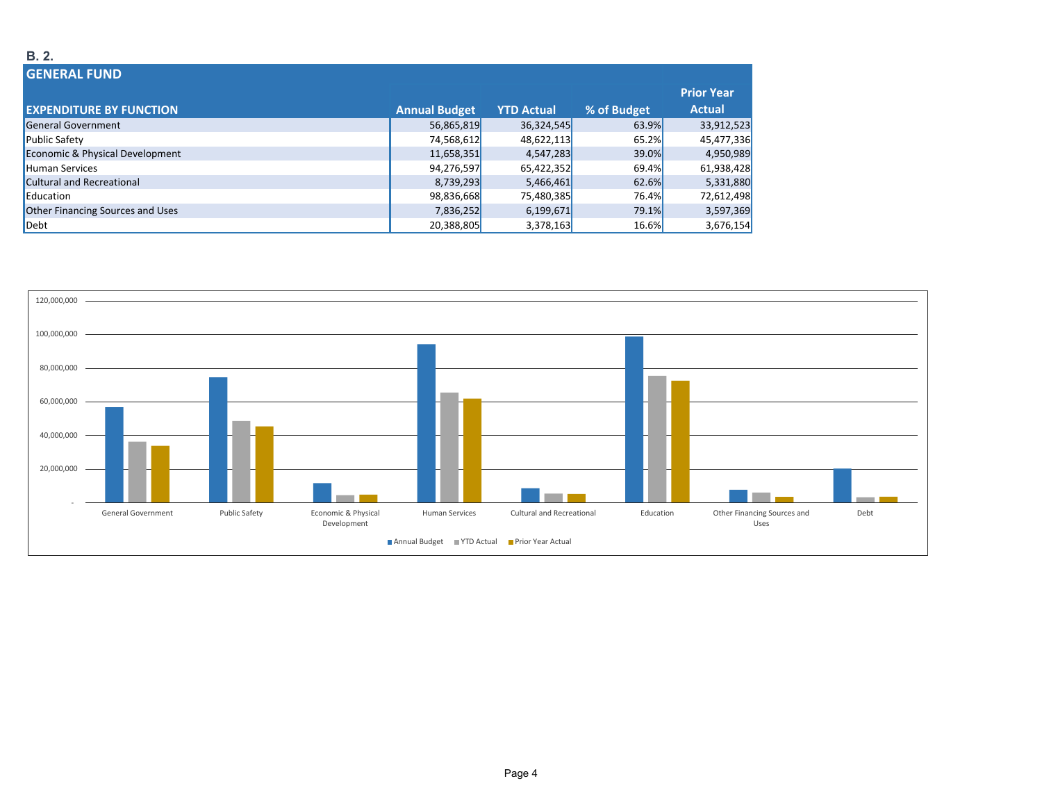**B. 2.**

## GENERAL FUND

| EXPENDITURE BY FUNCTION | Annual Budget | YTD Actual | % of Budget | Prior Year Actual |
|---|---|---|---|---|
| General Government | 56,865,819 | 36,324,545 | 63.9% | 33,912,523 |
| Public Safety | 74,568,612 | 48,622,113 | 65.2% | 45,477,336 |
| Economic & Physical Development | 11,658,351 | 4,547,283 | 39.0% | 4,950,989 |
| Human Services | 94,276,597 | 65,422,352 | 69.4% | 61,938,428 |
| Cultural and Recreational | 8,739,293 | 5,466,461 | 62.6% | 5,331,880 |
| Education | 98,836,668 | 75,480,385 | 76.4% | 72,612,498 |
| Other Financing Sources and Uses | 7,836,252 | 6,199,671 | 79.1% | 3,597,369 |
| Debt | 20,388,805 | 3,378,163 | 16.6% | 3,676,154 |

Annual Budget | YTD Actual | Prior Year Actual

General Government | Public Safety | Economic & Physical Development | Human Services | Cultural and Recreational | Education | Other Financing Sources and Uses | Debt

120,000,000 | 100,000,000 | 80,000,000 | 60,000,000 | 40,000,000 | 20,000,000 | -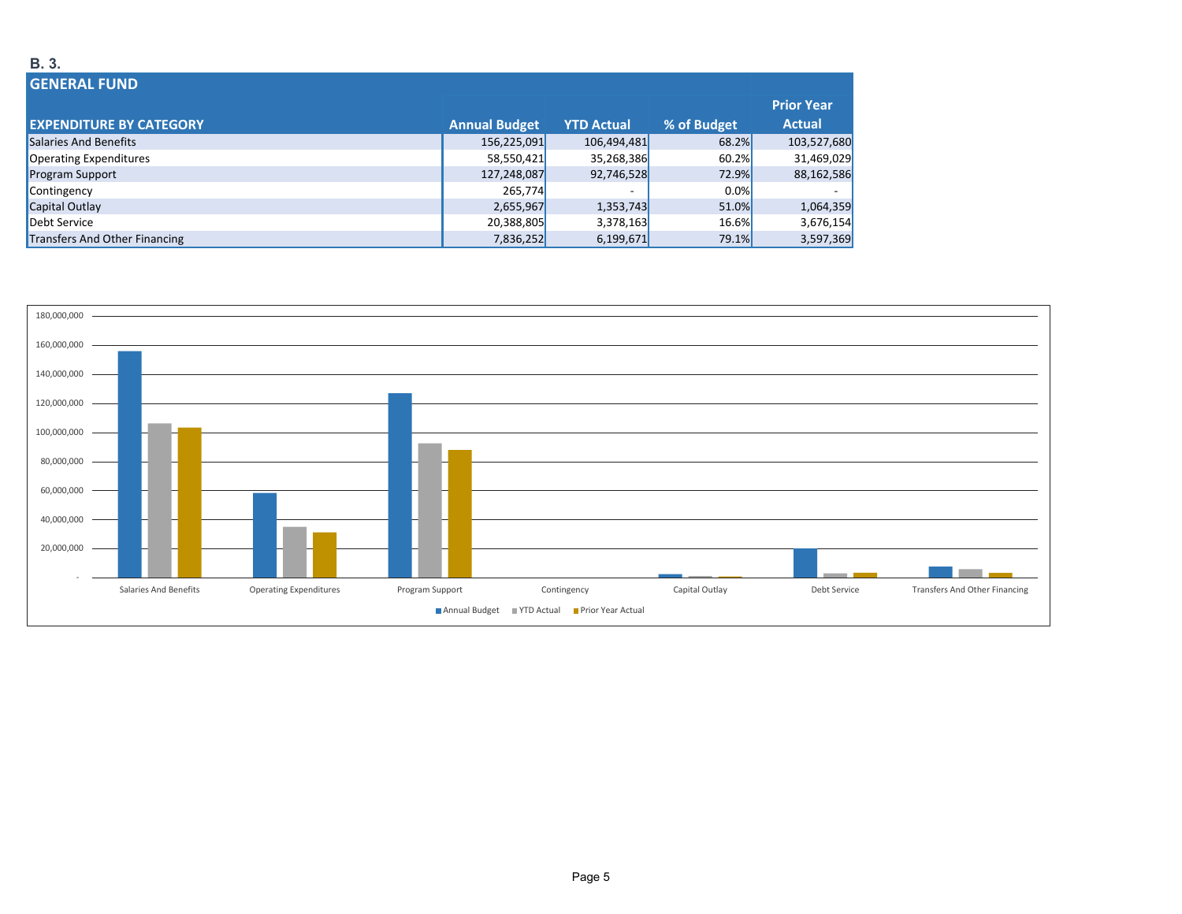**B. 3.**

## GENERAL FUND

| EXPENDITURE BY CATEGORY | Annual Budget | YTD Actual | % of Budget | Prior Year Actual |
|---|---|---|---|---|
| Salaries And Benefits | 156,225,091 | 106,494,481 | 68.2% | 103,527,680 |
| Operating Expenditures | 58,550,421 | 35,268,386 | 60.2% | 31,469,029 |
| Program Support | 127,248,087 | 92,746,528 | 72.9% | 88,162,586 |
| Contingency | 265,774 | - | 0.0% | - |
| Capital Outlay | 2,655,967 | 1,353,743 | 51.0% | 1,064,359 |
| Debt Service | 20,388,805 | 3,378,163 | 16.6% | 3,676,154 |
| Transfers And Other Financing | 7,836,252 | 6,199,671 | 79.1% | 3,597,369 |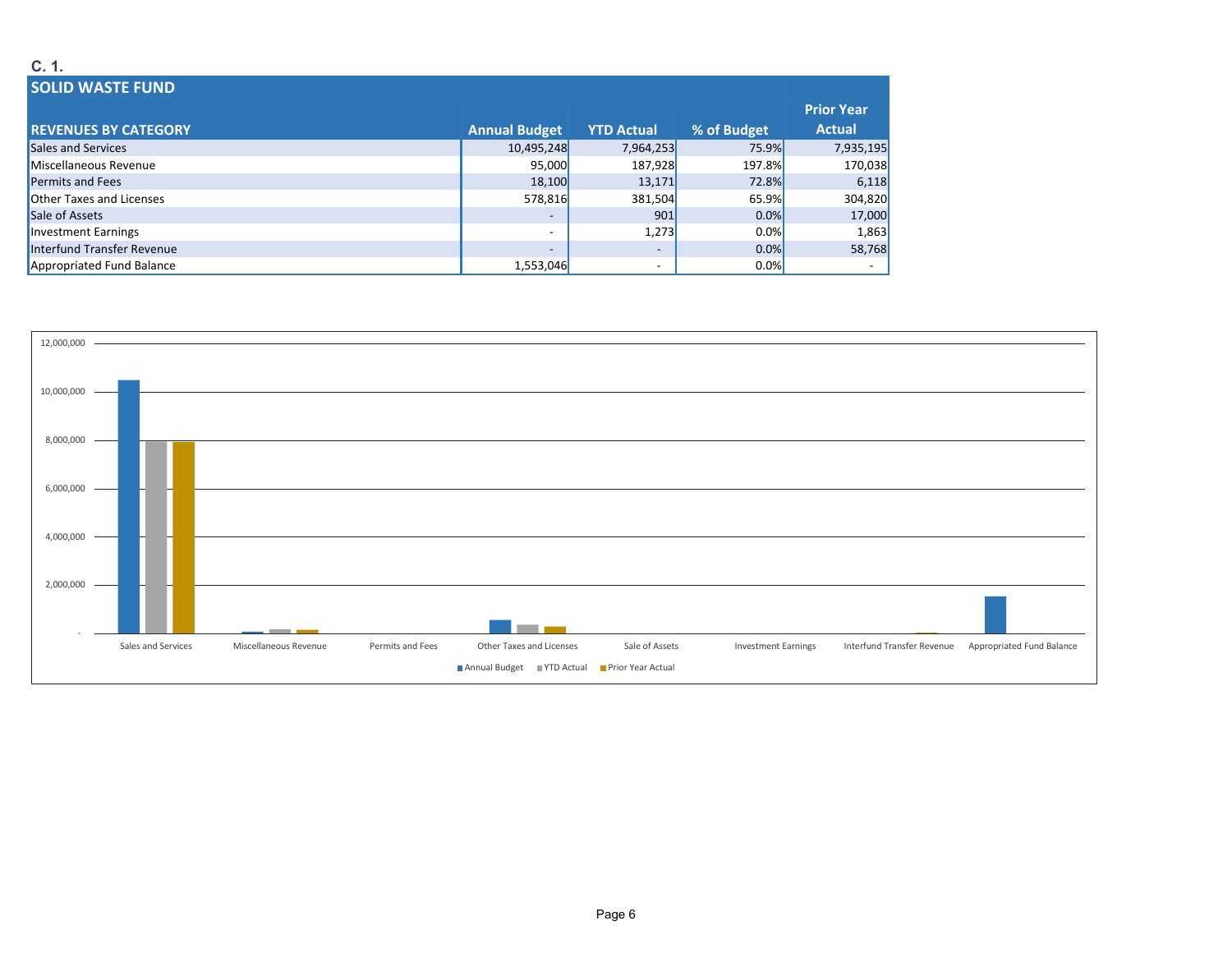C. 1.

## SOLID WASTE FUND

| REVENUES BY CATEGORY | Annual Budget | YTD Actual | % of Budget | Prior Year Actual |
|---|---|---|---|---|
| Sales and Services | 10,495,248 | 7,964,253 | 75.9% | 7,935,195 |
| Miscellaneous Revenue | 95,000 | 187,928 | 197.8% | 170,038 |
| Permits and Fees | 18,100 | 13,171 | 72.8% | 6,118 |
| Other Taxes and Licenses | 578,816 | 381,504 | 65.9% | 304,820 |
| Sale of Assets | - | 901 | 0.0% | 17,000 |
| Investment Earnings | - | 1,273 | 0.0% | 1,863 |
| Interfund Transfer Revenue | - | - | 0.0% | 58,768 |
| Appropriated Fund Balance | 1,553,046 | - | 0.0% | - |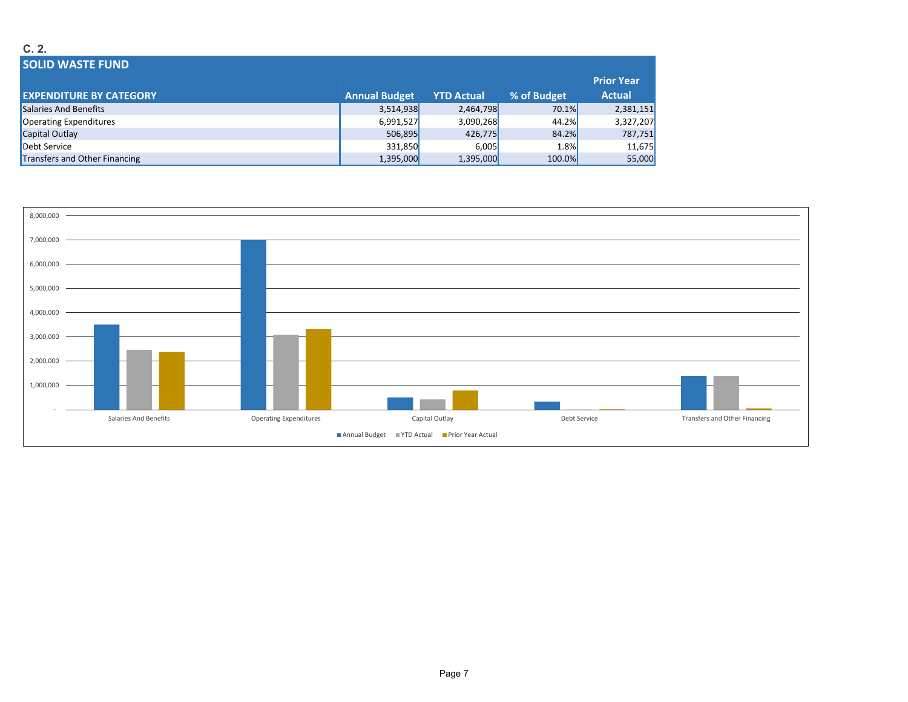C. 2.

## SOLID WASTE FUND

| EXPENDITURE BY CATEGORY | Annual Budget | YTD Actual | % of Budget | Prior Year Actual |
|---|---|---|---|---|
| Salaries And Benefits | 3,514,938 | 2,464,798 | 70.1% | 2,381,151 |
| Operating Expenditures | 6,991,527 | 3,090,268 | 44.2% | 3,327,207 |
| Capital Outlay | 506,895 | 426,775 | 84.2% | 787,751 |
| Debt Service | 331,850 | 6,005 | 1.8% | 11,675 |
| Transfers and Other Financing | 1,395,000 | 1,395,000 | 100.0% | 55,000 |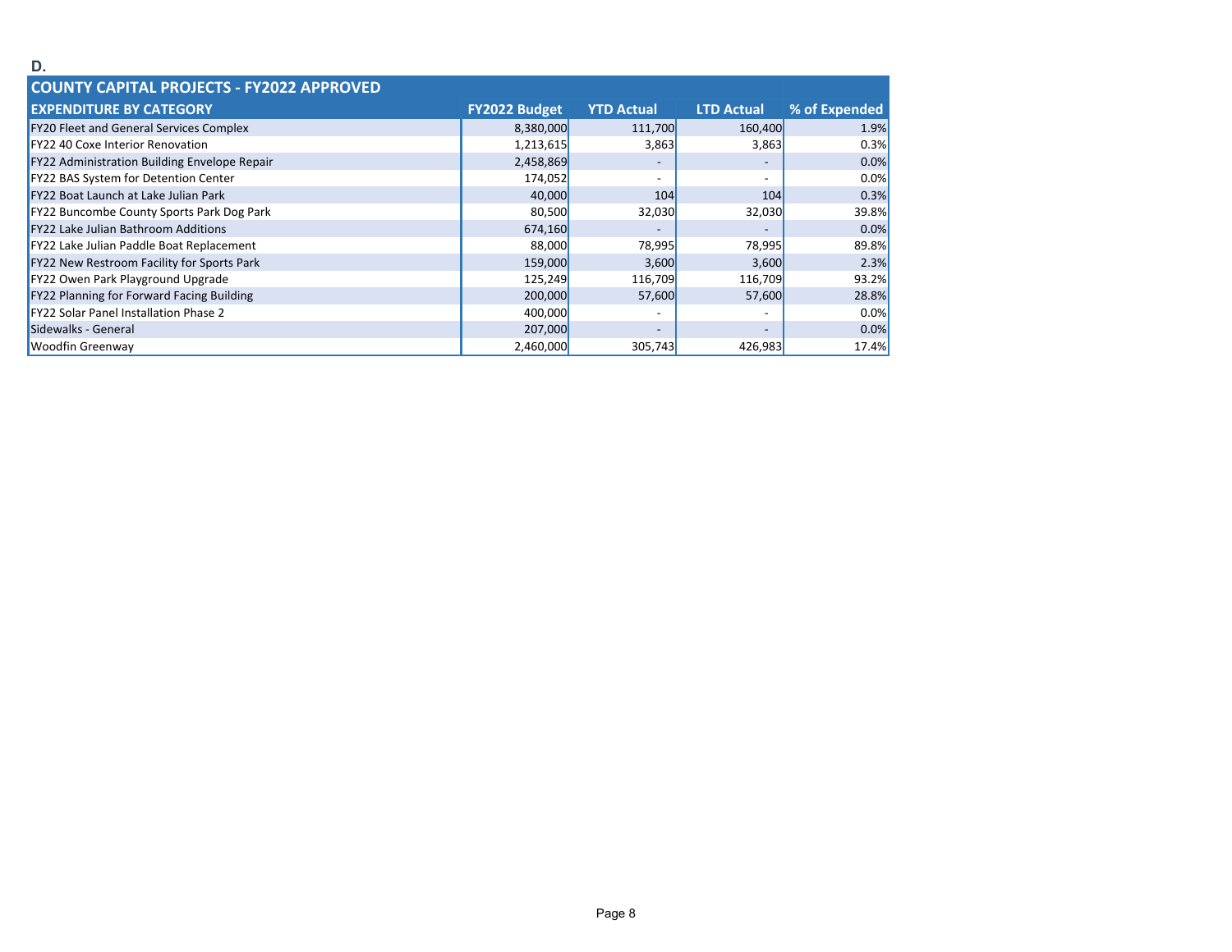**D.**

| COUNTY CAPITAL PROJECTS - FY2022 APPROVED | | | | |
|---|---|---|---|---|
| **EXPENDITURE BY CATEGORY** | **FY2022 Budget** | **YTD Actual** | **LTD Actual** | **% of Expended** |
| FY20 Fleet and General Services Complex | 8,380,000 | 111,700 | 160,400 | 1.9% |
| FY22 40 Coxe Interior Renovation | 1,213,615 | 3,863 | 3,863 | 0.3% |
| FY22 Administration Building Envelope Repair | 2,458,869 | - | - | 0.0% |
| FY22 BAS System for Detention Center | 174,052 | - | - | 0.0% |
| FY22 Boat Launch at Lake Julian Park | 40,000 | 104 | 104 | 0.3% |
| FY22 Buncombe County Sports Park Dog Park | 80,500 | 32,030 | 32,030 | 39.8% |
| FY22 Lake Julian Bathroom Additions | 674,160 | - | - | 0.0% |
| FY22 Lake Julian Paddle Boat Replacement | 88,000 | 78,995 | 78,995 | 89.8% |
| FY22 New Restroom Facility for Sports Park | 159,000 | 3,600 | 3,600 | 2.3% |
| FY22 Owen Park Playground Upgrade | 125,249 | 116,709 | 116,709 | 93.2% |
| FY22 Planning for Forward Facing Building | 200,000 | 57,600 | 57,600 | 28.8% |
| FY22 Solar Panel Installation Phase 2 | 400,000 | - | - | 0.0% |
| Sidewalks - General | 207,000 | - | - | 0.0% |
| Woodfin Greenway | 2,460,000 | 305,743 | 426,983 | 17.4% |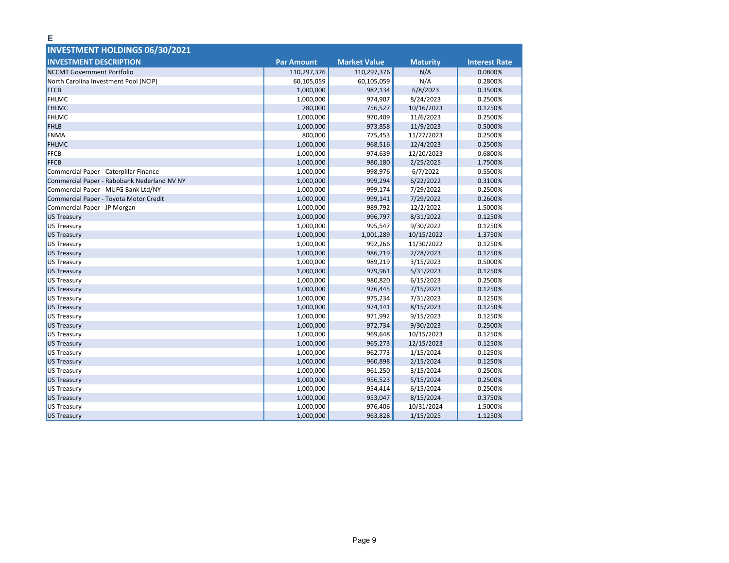E

| INVESTMENT HOLDINGS 06/30/2021 | | | | |
|---|---|---|---|---|
| **INVESTMENT DESCRIPTION** | **Par Amount** | **Market Value** | **Maturity** | **Interest Rate** |
| NCCMT Government Portfolio | 110,297,376 | 110,297,376 | N/A | 0.0800% |
| North Carolina Investment Pool (NCIP) | 60,105,059 | 60,105,059 | N/A | 0.2800% |
| FFCB | 1,000,000 | 982,134 | 6/8/2023 | 0.3500% |
| FHLMC | 1,000,000 | 974,907 | 8/24/2023 | 0.2500% |
| FHLMC | 780,000 | 756,527 | 10/16/2023 | 0.1250% |
| FHLMC | 1,000,000 | 970,409 | 11/6/2023 | 0.2500% |
| FHLB | 1,000,000 | 973,858 | 11/9/2023 | 0.5000% |
| FNMA | 800,000 | 775,453 | 11/27/2023 | 0.2500% |
| FHLMC | 1,000,000 | 968,516 | 12/4/2023 | 0.2500% |
| FFCB | 1,000,000 | 974,639 | 12/20/2023 | 0.6800% |
| FFCB | 1,000,000 | 980,180 | 2/25/2025 | 1.7500% |
| Commercial Paper - Caterpillar Finance | 1,000,000 | 998,976 | 6/7/2022 | 0.5500% |
| Commercial Paper - Rabobank Nederland NV NY | 1,000,000 | 999,294 | 6/22/2022 | 0.3100% |
| Commercial Paper - MUFG Bank Ltd/NY | 1,000,000 | 999,174 | 7/29/2022 | 0.2500% |
| Commercial Paper - Toyota Motor Credit | 1,000,000 | 999,141 | 7/29/2022 | 0.2600% |
| Commercial Paper - JP Morgan | 1,000,000 | 989,792 | 12/2/2022 | 1.5000% |
| US Treasury | 1,000,000 | 996,797 | 8/31/2022 | 0.1250% |
| US Treasury | 1,000,000 | 995,547 | 9/30/2022 | 0.1250% |
| US Treasury | 1,000,000 | 1,001,289 | 10/15/2022 | 1.3750% |
| US Treasury | 1,000,000 | 992,266 | 11/30/2022 | 0.1250% |
| US Treasury | 1,000,000 | 986,719 | 2/28/2023 | 0.1250% |
| US Treasury | 1,000,000 | 989,219 | 3/15/2023 | 0.5000% |
| US Treasury | 1,000,000 | 979,961 | 5/31/2023 | 0.1250% |
| US Treasury | 1,000,000 | 980,820 | 6/15/2023 | 0.2500% |
| US Treasury | 1,000,000 | 976,445 | 7/15/2023 | 0.1250% |
| US Treasury | 1,000,000 | 975,234 | 7/31/2023 | 0.1250% |
| US Treasury | 1,000,000 | 974,141 | 8/15/2023 | 0.1250% |
| US Treasury | 1,000,000 | 971,992 | 9/15/2023 | 0.1250% |
| US Treasury | 1,000,000 | 972,734 | 9/30/2023 | 0.2500% |
| US Treasury | 1,000,000 | 969,648 | 10/15/2023 | 0.1250% |
| US Treasury | 1,000,000 | 965,273 | 12/15/2023 | 0.1250% |
| US Treasury | 1,000,000 | 962,773 | 1/15/2024 | 0.1250% |
| US Treasury | 1,000,000 | 960,898 | 2/15/2024 | 0.1250% |
| US Treasury | 1,000,000 | 961,250 | 3/15/2024 | 0.2500% |
| US Treasury | 1,000,000 | 956,523 | 5/15/2024 | 0.2500% |
| US Treasury | 1,000,000 | 954,414 | 6/15/2024 | 0.2500% |
| US Treasury | 1,000,000 | 953,047 | 8/15/2024 | 0.3750% |
| US Treasury | 1,000,000 | 976,406 | 10/31/2024 | 1.5000% |
| US Treasury | 1,000,000 | 963,828 | 1/15/2025 | 1.1250% |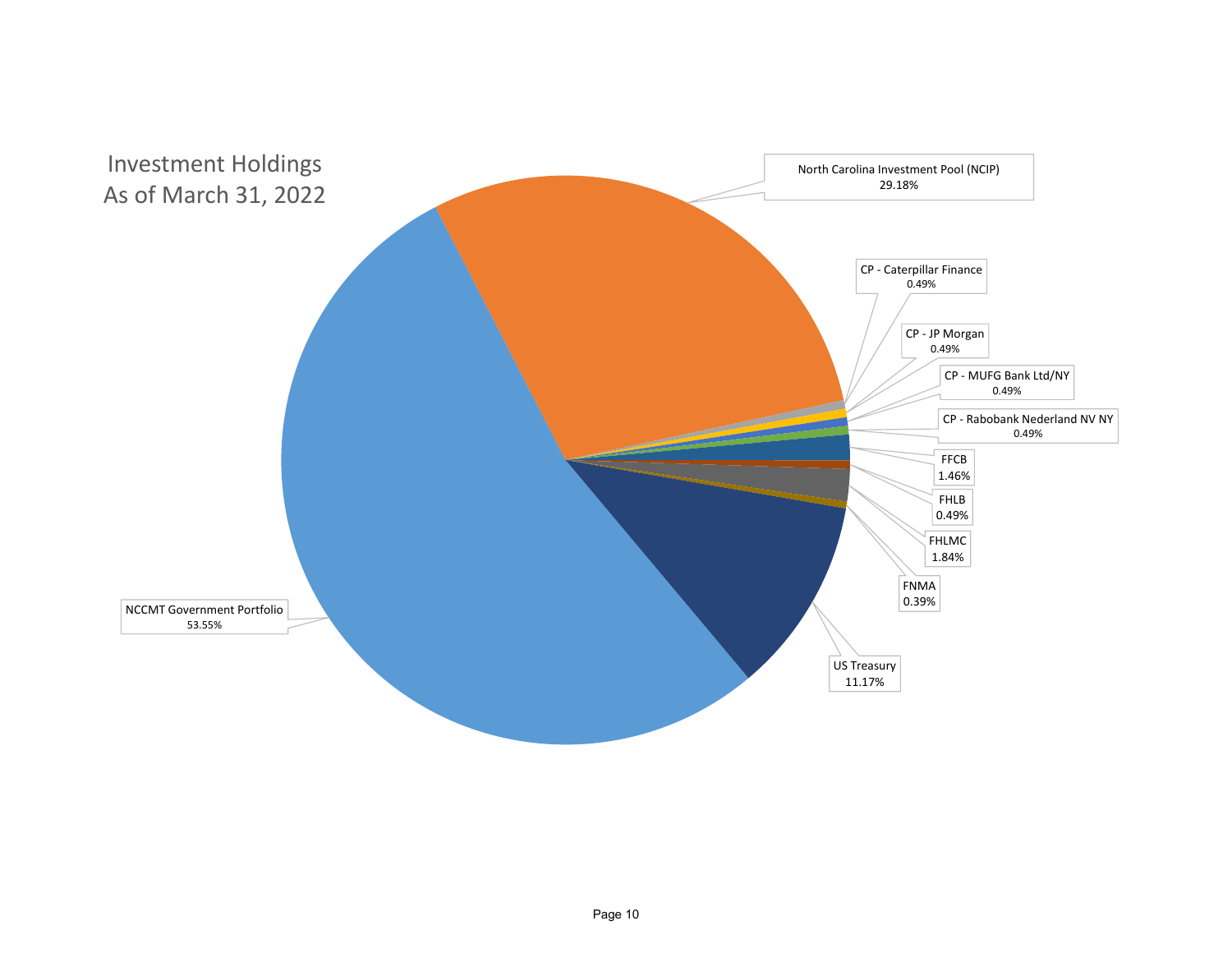# Investment Holdings
## As of March 31, 2022

| Investment | Percentage |
|---|---|
| NCCMT Government Portfolio | 53.55% |
| North Carolina Investment Pool (NCIP) | 29.18% |
| CP - Caterpillar Finance | 0.49% |
| CP - JP Morgan | 0.49% |
| CP - MUFG Bank Ltd/NY | 0.49% |
| CP - Rabobank Nederland NV NY | 0.49% |
| FFCB | 1.46% |
| FHLB | 0.49% |
| FHLMC | 1.84% |
| FNMA | 0.39% |
| US Treasury | 11.17% |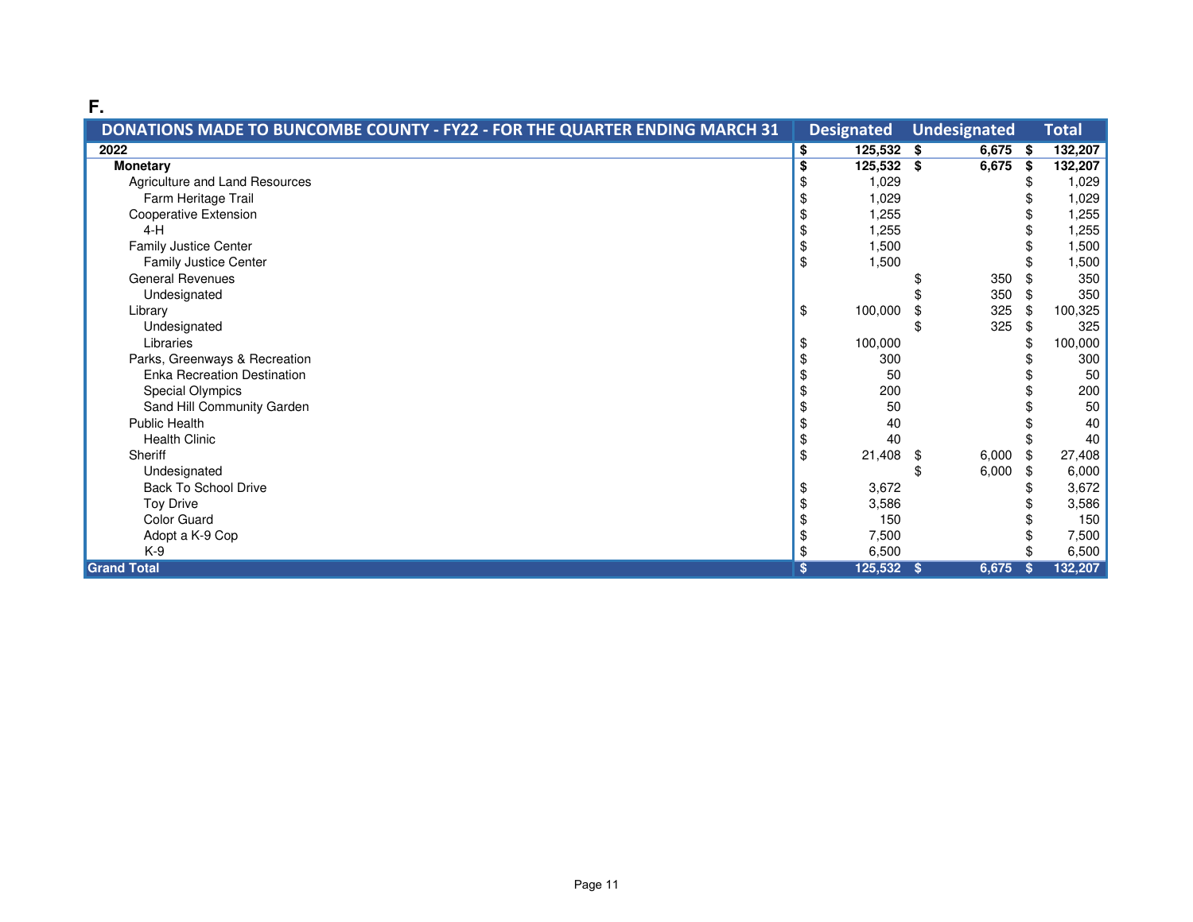F.

| DONATIONS MADE TO BUNCOMBE COUNTY - FY22 - FOR THE QUARTER ENDING MARCH 31 | Designated | Undesignated | Total |
|---|---|---|---|
| **2022** | **$ 125,532** | **$ 6,675** | **$ 132,207** |
| **Monetary** | **$ 125,532** | **$ 6,675** | **$ 132,207** |
| Agriculture and Land Resources | $ 1,029 | | $ 1,029 |
| Farm Heritage Trail | $ 1,029 | | $ 1,029 |
| Cooperative Extension | $ 1,255 | | $ 1,255 |
| 4-H | $ 1,255 | | $ 1,255 |
| Family Justice Center | $ 1,500 | | $ 1,500 |
| Family Justice Center | $ 1,500 | | $ 1,500 |
| General Revenues | | $ 350 | $ 350 |
| Undesignated | | $ 350 | $ 350 |
| Library | $ 100,000 | $ 325 | $ 100,325 |
| Undesignated | | $ 325 | $ 325 |
| Libraries | $ 100,000 | | $ 100,000 |
| Parks, Greenways & Recreation | $ 300 | | $ 300 |
| Enka Recreation Destination | $ 50 | | $ 50 |
| Special Olympics | $ 200 | | $ 200 |
| Sand Hill Community Garden | $ 50 | | $ 50 |
| Public Health | $ 40 | | $ 40 |
| Health Clinic | $ 40 | | $ 40 |
| Sheriff | $ 21,408 | $ 6,000 | $ 27,408 |
| Undesignated | | $ 6,000 | $ 6,000 |
| Back To School Drive | $ 3,672 | | $ 3,672 |
| Toy Drive | $ 3,586 | | $ 3,586 |
| Color Guard | $ 150 | | $ 150 |
| Adopt a K-9 Cop | $ 7,500 | | $ 7,500 |
| K-9 | $ 6,500 | | $ 6,500 |
| **Grand Total** | **$ 125,532** | **$ 6,675** | **$ 132,207** |